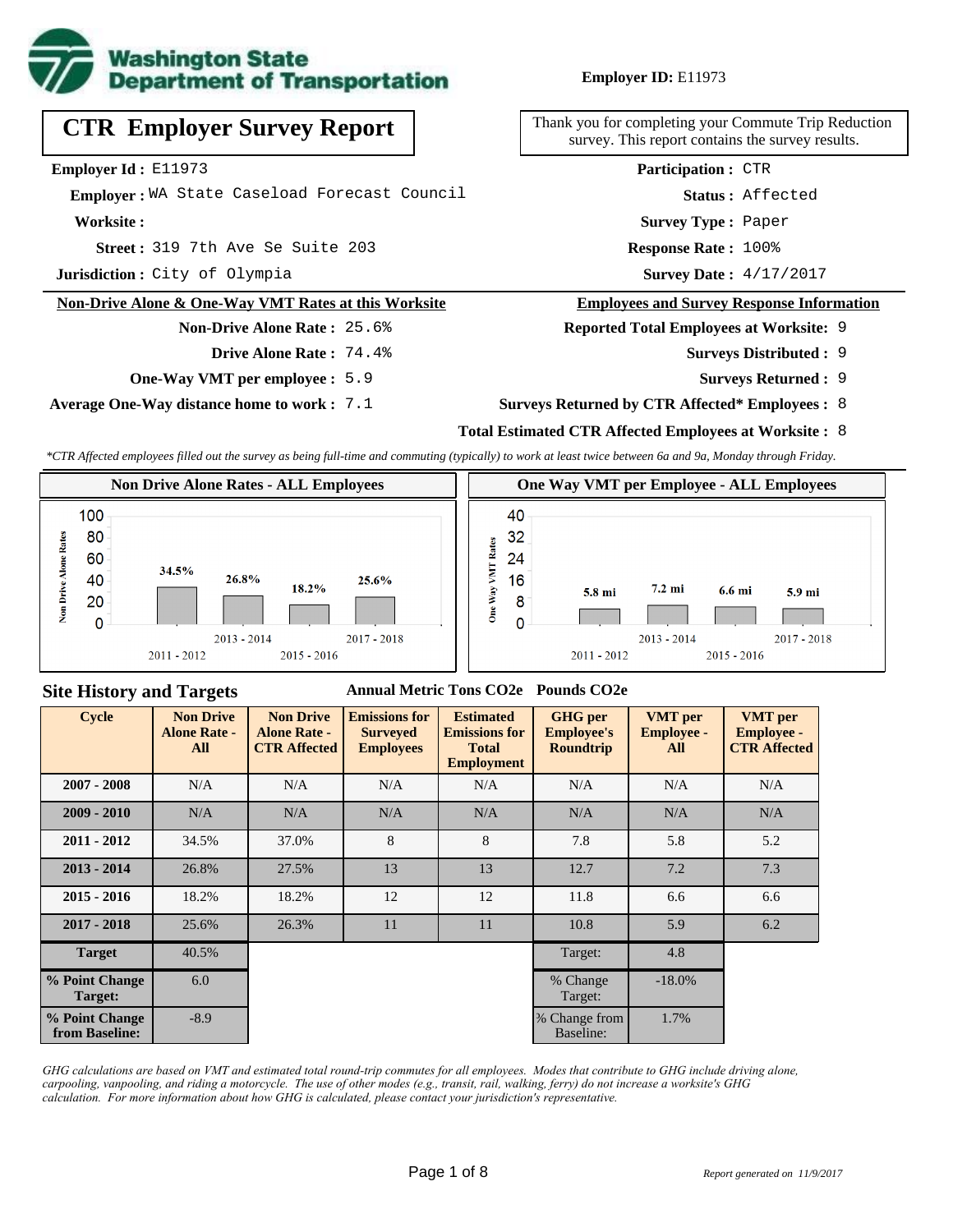Washington State Department of Transportation

**Employer ID:** E11973

# CTR Employer Survey Report

Thank you for completing your Commute Trip Reduction survey. This report contains the survey results.

**Employer Id :** E11973

**Employer :** WA State Caseload Forecast Council

**Worksite :**

**Street :** 319 7th Ave Se Suite 203

**Jurisdiction :** City of Olympia

**Participation :** CTR

**Status :** Affected

**Survey Type :** Paper

**Response Rate :** 100%

**Survey Date :** 4/17/2017

## Non-Drive Alone & One-Way VMT Rates at this Worksite

**Non-Drive Alone Rate :** 25.6%

**Drive Alone Rate :** 74.4%

**One-Way VMT per employee :** 5.9

**Average One-Way distance home to work :** 7.1

## Employees and Survey Response Information

**Reported Total Employees at Worksite:** 9

**Surveys Distributed :** 9

**Surveys Returned :** 9

**Surveys Returned by CTR Affected* Employees :** 8

**Total Estimated CTR Affected Employees at Worksite :** 8

*\*CTR Affected employees filled out the survey as being full-time and commuting (typically) to work at least twice between 6a and 9a, Monday through Friday.*

### Non Drive Alone Rates - ALL Employees

| Cycle | Non Drive Alone Rate |
|---|---|
| 2011 - 2012 | 34.5% |
| 2013 - 2014 | 26.8% |
| 2015 - 2016 | 18.2% |
| 2017 - 2018 | 25.6% |

### One Way VMT per Employee - ALL Employees

| Cycle | One Way VMT |
|---|---|
| 2011 - 2012 | 5.8 mi |
| 2013 - 2014 | 7.2 mi |
| 2015 - 2016 | 6.6 mi |
| 2017 - 2018 | 5.9 mi |

## Site History and Targets

| Cycle | Non Drive Alone Rate - All | Non Drive Alone Rate - CTR Affected | Emissions for Surveyed Employees (Annual Metric Tons CO2e) | Estimated Emissions for Total Employment (Annual Metric Tons CO2e) | GHG per Employee's Roundtrip (Pounds CO2e) | VMT per Employee - All | VMT per Employee - CTR Affected |
|---|---|---|---|---|---|---|---|
| 2007 - 2008 | N/A | N/A | N/A | N/A | N/A | N/A | N/A |
| 2009 - 2010 | N/A | N/A | N/A | N/A | N/A | N/A | N/A |
| 2011 - 2012 | 34.5% | 37.0% | 8 | 8 | 7.8 | 5.8 | 5.2 |
| 2013 - 2014 | 26.8% | 27.5% | 13 | 13 | 12.7 | 7.2 | 7.3 |
| 2015 - 2016 | 18.2% | 18.2% | 12 | 12 | 11.8 | 6.6 | 6.6 |
| 2017 - 2018 | 25.6% | 26.3% | 11 | 11 | 10.8 | 5.9 | 6.2 |
| Target | 40.5% | | | | Target: | 4.8 | |
| % Point Change Target: | 6.0 | | | | % Change Target: | -18.0% | |
| % Point Change from Baseline: | -8.9 | | | | % Change from Baseline: | 1.7% | |

*GHG calculations are based on VMT and estimated total round-trip commutes for all employees. Modes that contribute to GHG include driving alone, carpooling, vanpooling, and riding a motorcycle. The use of other modes (e.g., transit, rail, walking, ferry) do not increase a worksite's GHG calculation. For more information about how GHG is calculated, please contact your jurisdiction's representative.*

*Report generated on 11/9/2017*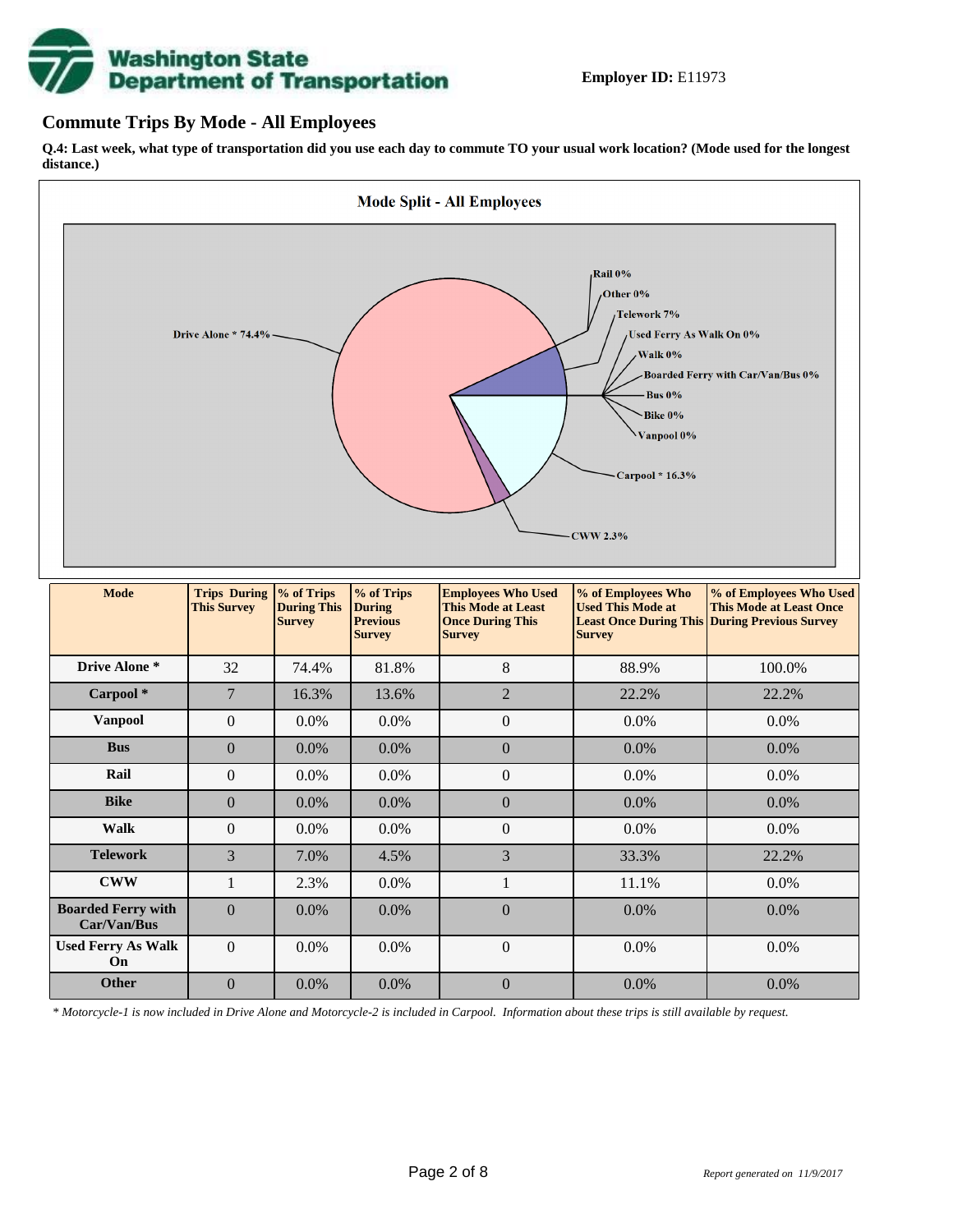**Employer ID:** E11973

## Commute Trips By Mode - All Employees

**Q.4: Last week, what type of transportation did you use each day to commute TO your usual work location? (Mode used for the longest distance.)**

**Mode Split - All Employees**

Drive Alone * 74.4%, Carpool * 16.3%, CWW 2.3%, Telework 7%, Rail 0%, Other 0%, Used Ferry As Walk On 0%, Walk 0%, Boarded Ferry with Car/Van/Bus 0%, Bus 0%, Bike 0%, Vanpool 0%

| Mode | Trips During This Survey | % of Trips During This Survey | % of Trips During Previous Survey | Employees Who Used This Mode at Least Once During This Survey | % of Employees Who Used This Mode at Least Once During This Survey | % of Employees Who Used This Mode at Least Once During Previous Survey |
|---|---|---|---|---|---|---|
| **Drive Alone *** | 32 | 74.4% | 81.8% | 8 | 88.9% | 100.0% |
| **Carpool *** | 7 | 16.3% | 13.6% | 2 | 22.2% | 22.2% |
| **Vanpool** | 0 | 0.0% | 0.0% | 0 | 0.0% | 0.0% |
| **Bus** | 0 | 0.0% | 0.0% | 0 | 0.0% | 0.0% |
| **Rail** | 0 | 0.0% | 0.0% | 0 | 0.0% | 0.0% |
| **Bike** | 0 | 0.0% | 0.0% | 0 | 0.0% | 0.0% |
| **Walk** | 0 | 0.0% | 0.0% | 0 | 0.0% | 0.0% |
| **Telework** | 3 | 7.0% | 4.5% | 3 | 33.3% | 22.2% |
| **CWW** | 1 | 2.3% | 0.0% | 1 | 11.1% | 0.0% |
| **Boarded Ferry with Car/Van/Bus** | 0 | 0.0% | 0.0% | 0 | 0.0% | 0.0% |
| **Used Ferry As Walk On** | 0 | 0.0% | 0.0% | 0 | 0.0% | 0.0% |
| **Other** | 0 | 0.0% | 0.0% | 0 | 0.0% | 0.0% |

*\* Motorcycle-1 is now included in Drive Alone and Motorcycle-2 is included in Carpool. Information about these trips is still available by request.*

*Report generated on 11/9/2017*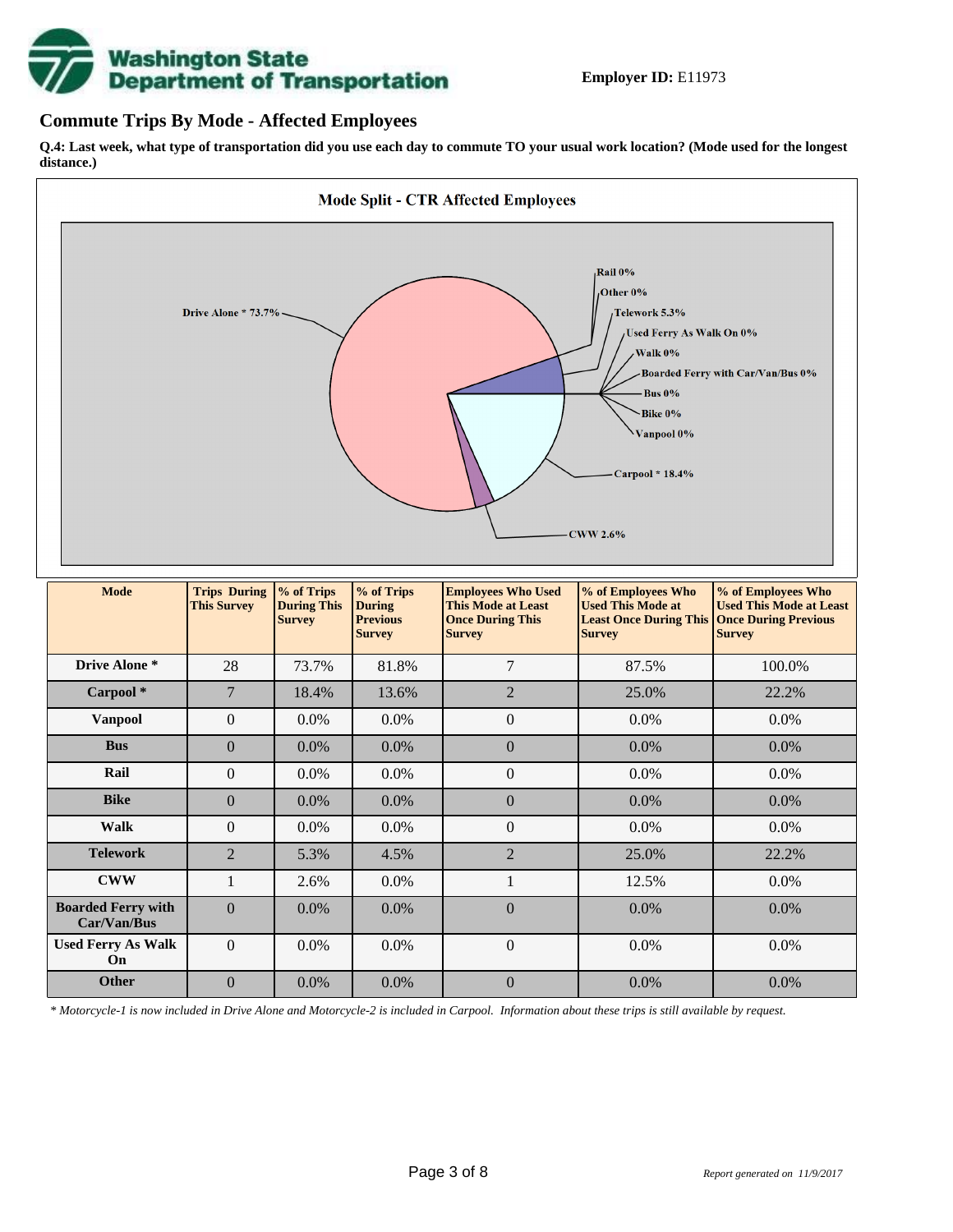**Employer ID:** E11973

## Commute Trips By Mode - Affected Employees

**Q.4: Last week, what type of transportation did you use each day to commute TO your usual work location? (Mode used for the longest distance.)**

**Mode Split - CTR Affected Employees**

Drive Alone * 73.7%
Rail 0%
Other 0%
Telework 5.3%
Used Ferry As Walk On 0%
Walk 0%
Boarded Ferry with Car/Van/Bus 0%
Bus 0%
Bike 0%
Vanpool 0%
Carpool * 18.4%
CWW 2.6%

| Mode | Trips During This Survey | % of Trips During This Survey | % of Trips During Previous Survey | Employees Who Used This Mode at Least Once During This Survey | % of Employees Who Used This Mode at Least Once During This Survey | % of Employees Who Used This Mode at Least Once During Previous Survey |
|---|---|---|---|---|---|---|
| Drive Alone * | 28 | 73.7% | 81.8% | 7 | 87.5% | 100.0% |
| Carpool * | 7 | 18.4% | 13.6% | 2 | 25.0% | 22.2% |
| Vanpool | 0 | 0.0% | 0.0% | 0 | 0.0% | 0.0% |
| Bus | 0 | 0.0% | 0.0% | 0 | 0.0% | 0.0% |
| Rail | 0 | 0.0% | 0.0% | 0 | 0.0% | 0.0% |
| Bike | 0 | 0.0% | 0.0% | 0 | 0.0% | 0.0% |
| Walk | 0 | 0.0% | 0.0% | 0 | 0.0% | 0.0% |
| Telework | 2 | 5.3% | 4.5% | 2 | 25.0% | 22.2% |
| CWW | 1 | 2.6% | 0.0% | 1 | 12.5% | 0.0% |
| Boarded Ferry with Car/Van/Bus | 0 | 0.0% | 0.0% | 0 | 0.0% | 0.0% |
| Used Ferry As Walk On | 0 | 0.0% | 0.0% | 0 | 0.0% | 0.0% |
| Other | 0 | 0.0% | 0.0% | 0 | 0.0% | 0.0% |

*\* Motorcycle-1 is now included in Drive Alone and Motorcycle-2 is included in Carpool. Information about these trips is still available by request.*

*Report generated on 11/9/2017*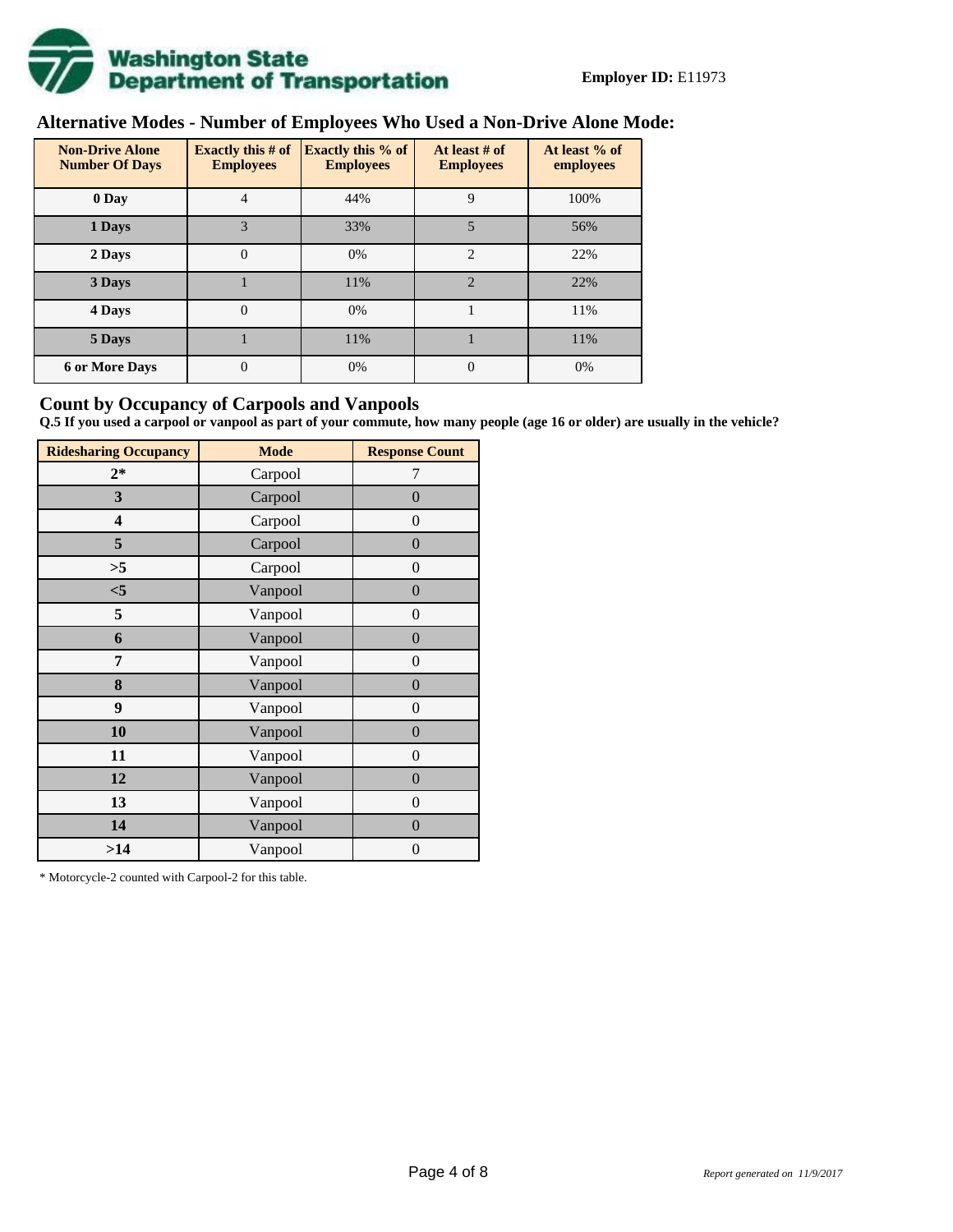**Employer ID:** E11973

## Alternative Modes - Number of Employees Who Used a Non-Drive Alone Mode:

| Non-Drive Alone Number Of Days | Exactly this # of Employees | Exactly this % of Employees | At least # of Employees | At least % of employees |
|---|---|---|---|---|
| 0 Day | 4 | 44% | 9 | 100% |
| 1 Days | 3 | 33% | 5 | 56% |
| 2 Days | 0 | 0% | 2 | 22% |
| 3 Days | 1 | 11% | 2 | 22% |
| 4 Days | 0 | 0% | 1 | 11% |
| 5 Days | 1 | 11% | 1 | 11% |
| 6 or More Days | 0 | 0% | 0 | 0% |

## Count by Occupancy of Carpools and Vanpools

**Q.5 If you used a carpool or vanpool as part of your commute, how many people (age 16 or older) are usually in the vehicle?**

| Ridesharing Occupancy | Mode | Response Count |
|---|---|---|
| 2* | Carpool | 7 |
| 3 | Carpool | 0 |
| 4 | Carpool | 0 |
| 5 | Carpool | 0 |
| >5 | Carpool | 0 |
| <5 | Vanpool | 0 |
| 5 | Vanpool | 0 |
| 6 | Vanpool | 0 |
| 7 | Vanpool | 0 |
| 8 | Vanpool | 0 |
| 9 | Vanpool | 0 |
| 10 | Vanpool | 0 |
| 11 | Vanpool | 0 |
| 12 | Vanpool | 0 |
| 13 | Vanpool | 0 |
| 14 | Vanpool | 0 |
| >14 | Vanpool | 0 |

* Motorcycle-2 counted with Carpool-2 for this table.

*Report generated on 11/9/2017*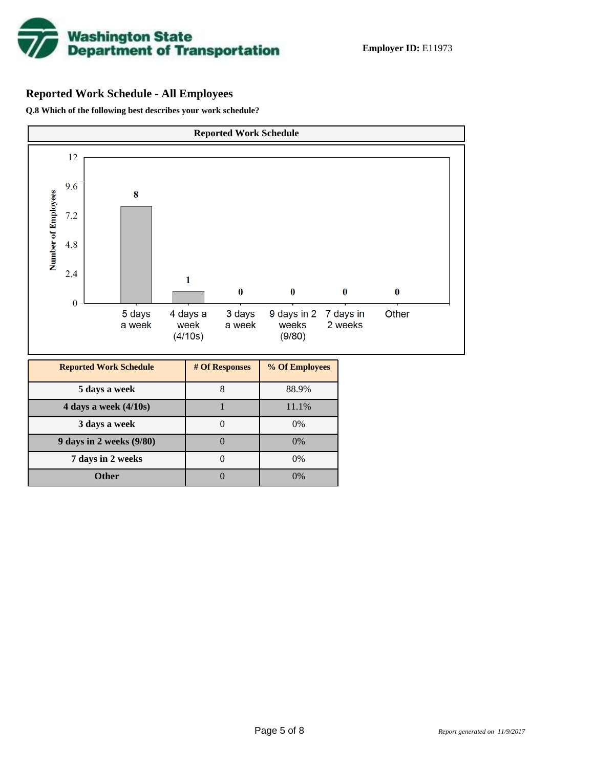**Employer ID:** E11973

## Reported Work Schedule - All Employees

**Q.8 Which of the following best describes your work schedule?**

| Reported Work Schedule | # Of Responses | % Of Employees |
|---|---|---|
| 5 days a week | 8 | 88.9% |
| 4 days a week (4/10s) | 1 | 11.1% |
| 3 days a week | 0 | 0% |
| 9 days in 2 weeks (9/80) | 0 | 0% |
| 7 days in 2 weeks | 0 | 0% |
| Other | 0 | 0% |

*Report generated on 11/9/2017*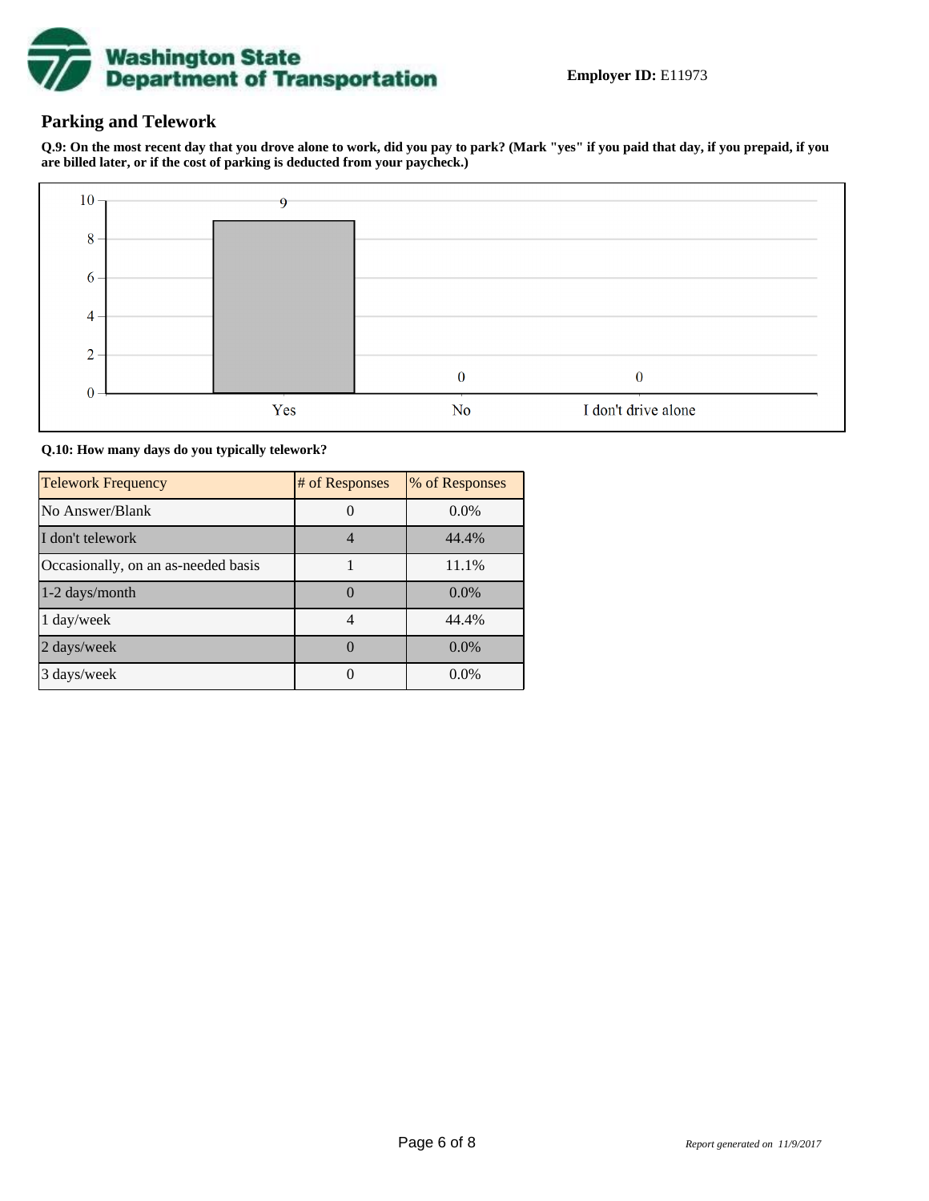**Employer ID:** E11973

## Parking and Telework

**Q.9: On the most recent day that you drove alone to work, did you pay to park? (Mark "yes" if you paid that day, if you prepaid, if you are billed later, or if the cost of parking is deducted from your paycheck.)**

| Response | Count |
|---|---|
| Yes | 9 |
| No | 0 |
| I don't drive alone | 0 |

**Q.10: How many days do you typically telework?**

| Telework Frequency | # of Responses | % of Responses |
|---|---|---|
| No Answer/Blank | 0 | 0.0% |
| I don't telework | 4 | 44.4% |
| Occasionally, on an as-needed basis | 1 | 11.1% |
| 1-2 days/month | 0 | 0.0% |
| 1 day/week | 4 | 44.4% |
| 2 days/week | 0 | 0.0% |
| 3 days/week | 0 | 0.0% |

*Report generated on 11/9/2017*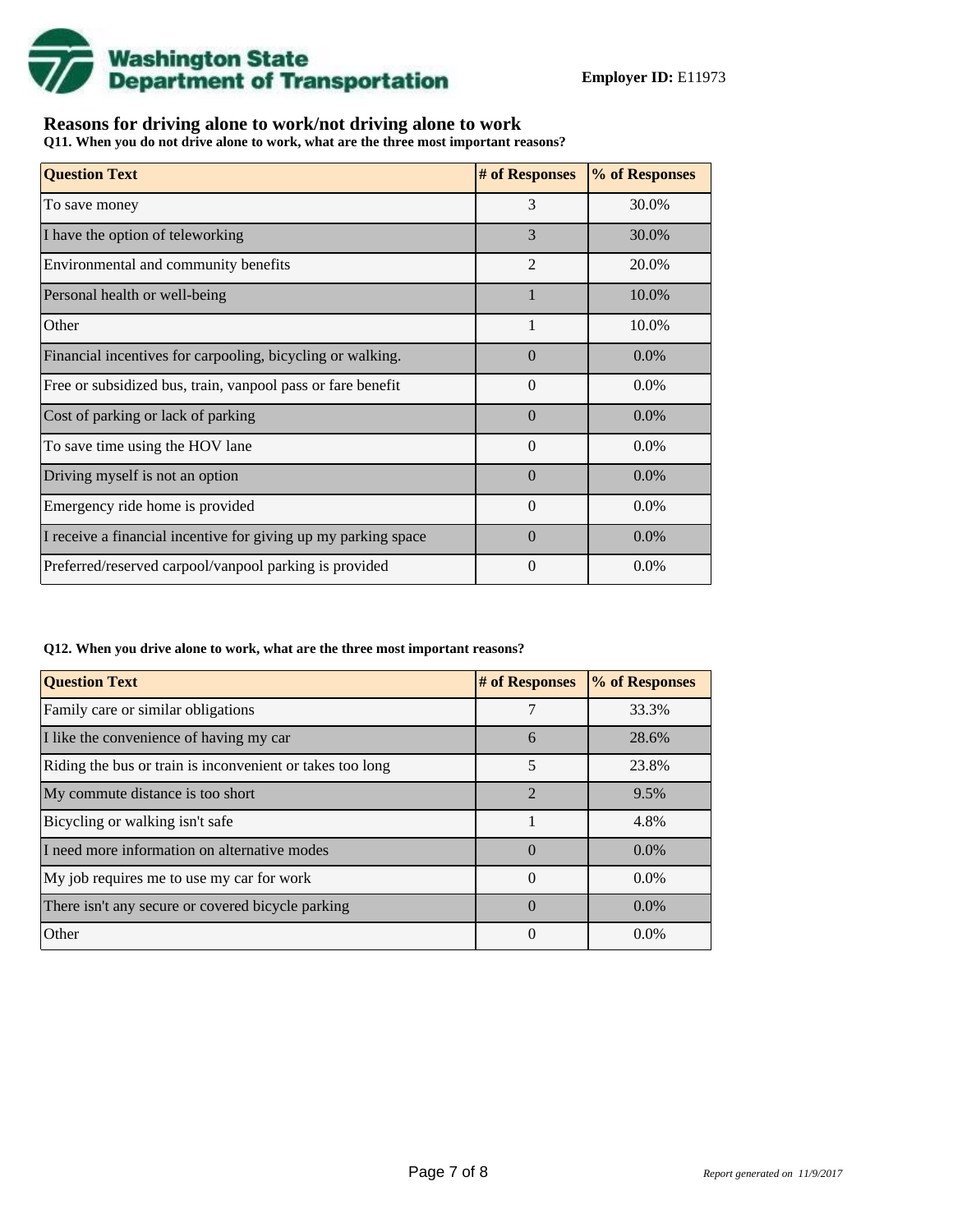Washington State Department of Transportation

**Employer ID:** E11973

## Reasons for driving alone to work/not driving alone to work

**Q11. When you do not drive alone to work, what are the three most important reasons?**

| Question Text | # of Responses | % of Responses |
|---|---|---|
| To save money | 3 | 30.0% |
| I have the option of teleworking | 3 | 30.0% |
| Environmental and community benefits | 2 | 20.0% |
| Personal health or well-being | 1 | 10.0% |
| Other | 1 | 10.0% |
| Financial incentives for carpooling, bicycling or walking. | 0 | 0.0% |
| Free or subsidized bus, train, vanpool pass or fare benefit | 0 | 0.0% |
| Cost of parking or lack of parking | 0 | 0.0% |
| To save time using the HOV lane | 0 | 0.0% |
| Driving myself is not an option | 0 | 0.0% |
| Emergency ride home is provided | 0 | 0.0% |
| I receive a financial incentive for giving up my parking space | 0 | 0.0% |
| Preferred/reserved carpool/vanpool parking is provided | 0 | 0.0% |

**Q12. When you drive alone to work, what are the three most important reasons?**

| Question Text | # of Responses | % of Responses |
|---|---|---|
| Family care or similar obligations | 7 | 33.3% |
| I like the convenience of having my car | 6 | 28.6% |
| Riding the bus or train is inconvenient or takes too long | 5 | 23.8% |
| My commute distance is too short | 2 | 9.5% |
| Bicycling or walking isn't safe | 1 | 4.8% |
| I need more information on alternative modes | 0 | 0.0% |
| My job requires me to use my car for work | 0 | 0.0% |
| There isn't any secure or covered bicycle parking | 0 | 0.0% |
| Other | 0 | 0.0% |

*Report generated on 11/9/2017*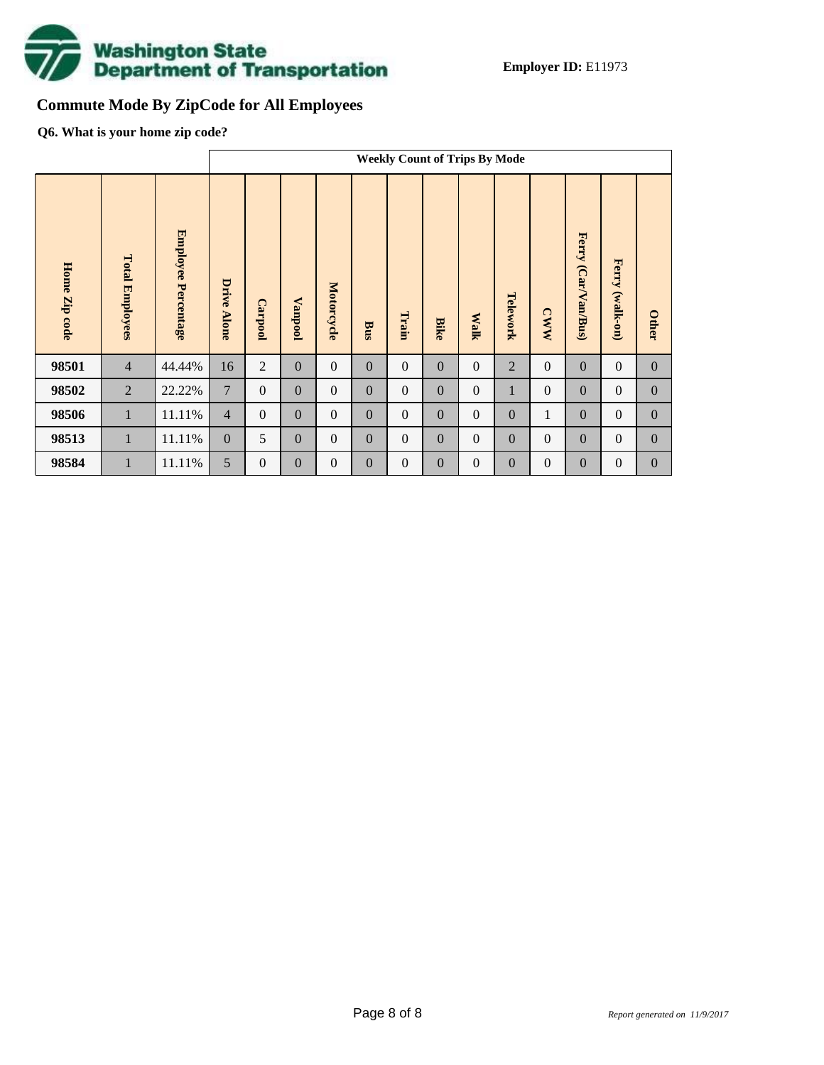**Employer ID:** E11973

## Commute Mode By ZipCode for All Employees

**Q6. What is your home zip code?**

| | | | Weekly Count of Trips By Mode | | | | | | | | | | | | | |
|---|---|---|---|---|---|---|---|---|---|---|---|---|---|---|---|---|
| **Home Zip code** | **Total Employees** | **Employee Percentage** | **Drive Alone** | **Carpool** | **Vanpool** | **Motorcycle** | **Bus** | **Train** | **Bike** | **Walk** | **Telework** | **CWW** | **Ferry (Car/Van/Bus)** | **Ferry (walk-on)** | **Other** |
| **98501** | 4 | 44.44% | 16 | 2 | 0 | 0 | 0 | 0 | 0 | 0 | 2 | 0 | 0 | 0 | 0 |
| **98502** | 2 | 22.22% | 7 | 0 | 0 | 0 | 0 | 0 | 0 | 0 | 1 | 0 | 0 | 0 | 0 |
| **98506** | 1 | 11.11% | 4 | 0 | 0 | 0 | 0 | 0 | 0 | 0 | 0 | 1 | 0 | 0 | 0 |
| **98513** | 1 | 11.11% | 0 | 5 | 0 | 0 | 0 | 0 | 0 | 0 | 0 | 0 | 0 | 0 | 0 |
| **98584** | 1 | 11.11% | 5 | 0 | 0 | 0 | 0 | 0 | 0 | 0 | 0 | 0 | 0 | 0 | 0 |

*Report generated on 11/9/2017*